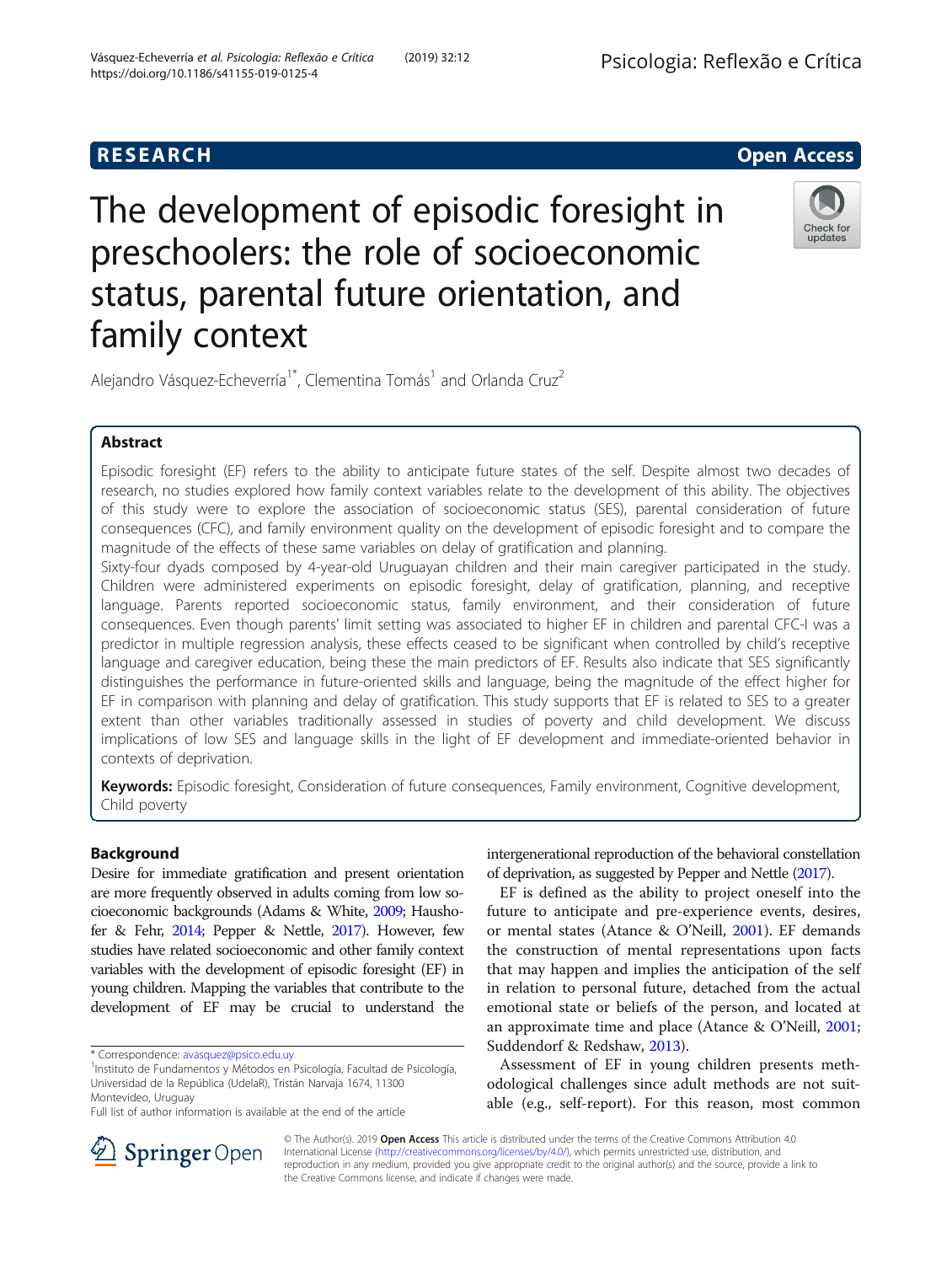**RESEARCH** **Open Access**

# The development of episodic foresight in preschoolers: the role of socioeconomic status, parental future orientation, and family context

Alejandro Vásquez-Echeverría[1*], Clementina Tomás[1] and Orlanda Cruz[2]

## Abstract

Episodic foresight (EF) refers to the ability to anticipate future states of the self. Despite almost two decades of research, no studies explored how family context variables relate to the development of this ability. The objectives of this study were to explore the association of socioeconomic status (SES), parental consideration of future consequences (CFC), and family environment quality on the development of episodic foresight and to compare the magnitude of the effects of these same variables on delay of gratification and planning.

Sixty-four dyads composed by 4-year-old Uruguayan children and their main caregiver participated in the study. Children were administered experiments on episodic foresight, delay of gratification, planning, and receptive language. Parents reported socioeconomic status, family environment, and their consideration of future consequences. Even though parents' limit setting was associated to higher EF in children and parental CFC-I was a predictor in multiple regression analysis, these effects ceased to be significant when controlled by child's receptive language and caregiver education, being these the main predictors of EF. Results also indicate that SES significantly distinguishes the performance in future-oriented skills and language, being the magnitude of the effect higher for EF in comparison with planning and delay of gratification. This study supports that EF is related to SES to a greater extent than other variables traditionally assessed in studies of poverty and child development. We discuss implications of low SES and language skills in the light of EF development and immediate-oriented behavior in contexts of deprivation.

**Keywords:** Episodic foresight, Consideration of future consequences, Family environment, Cognitive development, Child poverty

## Background

Desire for immediate gratification and present orientation are more frequently observed in adults coming from low socioeconomic backgrounds (Adams & White, 2009; Haushofer & Fehr, 2014; Pepper & Nettle, 2017). However, few studies have related socioeconomic and other family context variables with the development of episodic foresight (EF) in young children. Mapping the variables that contribute to the development of EF may be crucial to understand the intergenerational reproduction of the behavioral constellation of deprivation, as suggested by Pepper and Nettle (2017).

EF is defined as the ability to project oneself into the future to anticipate and pre-experience events, desires, or mental states (Atance & O'Neill, 2001). EF demands the construction of mental representations upon facts that may happen and implies the anticipation of the self in relation to personal future, detached from the actual emotional state or beliefs of the person, and located at an approximate time and place (Atance & O'Neill, 2001; Suddendorf & Redshaw, 2013).

Assessment of EF in young children presents methodological challenges since adult methods are not suitable (e.g., self-report). For this reason, most common

\* Correspondence: avasquez@psico.edu.uy

[1]Instituto de Fundamentos y Métodos en Psicología, Facultad de Psicología, Universidad de la República (UdelaR), Tristán Narvaja 1674, 11300 Montevideo, Uruguay

Full list of author information is available at the end of the article

© The Author(s). 2019 **Open Access** This article is distributed under the terms of the Creative Commons Attribution 4.0 International License (http://creativecommons.org/licenses/by/4.0/), which permits unrestricted use, distribution, and reproduction in any medium, provided you give appropriate credit to the original author(s) and the source, provide a link to the Creative Commons license, and indicate if changes were made.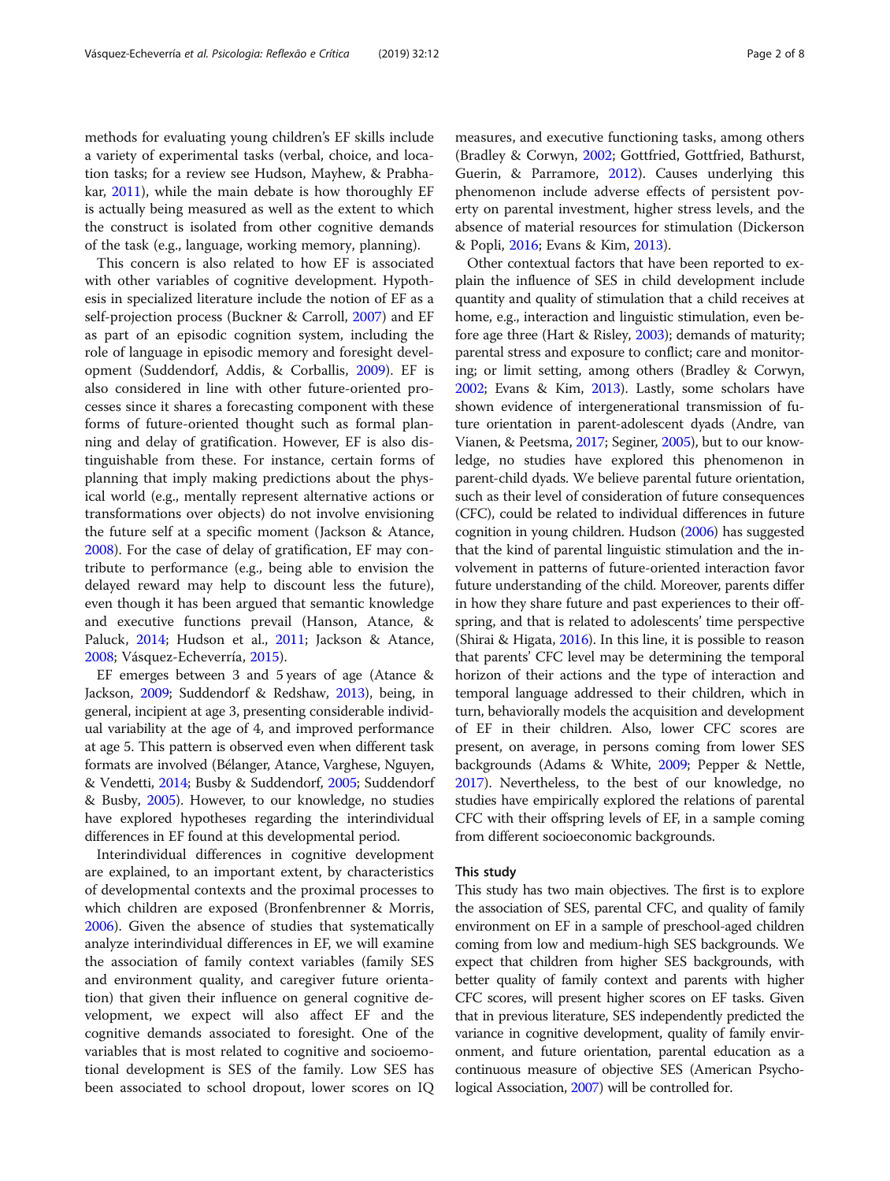methods for evaluating young children's EF skills include a variety of experimental tasks (verbal, choice, and location tasks; for a review see Hudson, Mayhew, & Prabhakar, 2011), while the main debate is how thoroughly EF is actually being measured as well as the extent to which the construct is isolated from other cognitive demands of the task (e.g., language, working memory, planning).

This concern is also related to how EF is associated with other variables of cognitive development. Hypothesis in specialized literature include the notion of EF as a self-projection process (Buckner & Carroll, 2007) and EF as part of an episodic cognition system, including the role of language in episodic memory and foresight development (Suddendorf, Addis, & Corballis, 2009). EF is also considered in line with other future-oriented processes since it shares a forecasting component with these forms of future-oriented thought such as formal planning and delay of gratification. However, EF is also distinguishable from these. For instance, certain forms of planning that imply making predictions about the physical world (e.g., mentally represent alternative actions or transformations over objects) do not involve envisioning the future self at a specific moment (Jackson & Atance, 2008). For the case of delay of gratification, EF may contribute to performance (e.g., being able to envision the delayed reward may help to discount less the future), even though it has been argued that semantic knowledge and executive functions prevail (Hanson, Atance, & Paluck, 2014; Hudson et al., 2011; Jackson & Atance, 2008; Vásquez-Echeverría, 2015).

EF emerges between 3 and 5 years of age (Atance & Jackson, 2009; Suddendorf & Redshaw, 2013), being, in general, incipient at age 3, presenting considerable individual variability at the age of 4, and improved performance at age 5. This pattern is observed even when different task formats are involved (Bélanger, Atance, Varghese, Nguyen, & Vendetti, 2014; Busby & Suddendorf, 2005; Suddendorf & Busby, 2005). However, to our knowledge, no studies have explored hypotheses regarding the interindividual differences in EF found at this developmental period.

Interindividual differences in cognitive development are explained, to an important extent, by characteristics of developmental contexts and the proximal processes to which children are exposed (Bronfenbrenner & Morris, 2006). Given the absence of studies that systematically analyze interindividual differences in EF, we will examine the association of family context variables (family SES and environment quality, and caregiver future orientation) that given their influence on general cognitive development, we expect will also affect EF and the cognitive demands associated to foresight. One of the variables that is most related to cognitive and socioemotional development is SES of the family. Low SES has been associated to school dropout, lower scores on IQ measures, and executive functioning tasks, among others (Bradley & Corwyn, 2002; Gottfried, Gottfried, Bathurst, Guerin, & Parramore, 2012). Causes underlying this phenomenon include adverse effects of persistent poverty on parental investment, higher stress levels, and the absence of material resources for stimulation (Dickerson & Popli, 2016; Evans & Kim, 2013).

Other contextual factors that have been reported to explain the influence of SES in child development include quantity and quality of stimulation that a child receives at home, e.g., interaction and linguistic stimulation, even before age three (Hart & Risley, 2003); demands of maturity; parental stress and exposure to conflict; care and monitoring; or limit setting, among others (Bradley & Corwyn, 2002; Evans & Kim, 2013). Lastly, some scholars have shown evidence of intergenerational transmission of future orientation in parent-adolescent dyads (Andre, van Vianen, & Peetsma, 2017; Seginer, 2005), but to our knowledge, no studies have explored this phenomenon in parent-child dyads. We believe parental future orientation, such as their level of consideration of future consequences (CFC), could be related to individual differences in future cognition in young children. Hudson (2006) has suggested that the kind of parental linguistic stimulation and the involvement in patterns of future-oriented interaction favor future understanding of the child. Moreover, parents differ in how they share future and past experiences to their offspring, and that is related to adolescents' time perspective (Shirai & Higata, 2016). In this line, it is possible to reason that parents' CFC level may be determining the temporal horizon of their actions and the type of interaction and temporal language addressed to their children, which in turn, behaviorally models the acquisition and development of EF in their children. Also, lower CFC scores are present, on average, in persons coming from lower SES backgrounds (Adams & White, 2009; Pepper & Nettle, 2017). Nevertheless, to the best of our knowledge, no studies have empirically explored the relations of parental CFC with their offspring levels of EF, in a sample coming from different socioeconomic backgrounds.

## This study

This study has two main objectives. The first is to explore the association of SES, parental CFC, and quality of family environment on EF in a sample of preschool-aged children coming from low and medium-high SES backgrounds. We expect that children from higher SES backgrounds, with better quality of family context and parents with higher CFC scores, will present higher scores on EF tasks. Given that in previous literature, SES independently predicted the variance in cognitive development, quality of family environment, and future orientation, parental education as a continuous measure of objective SES (American Psychological Association, 2007) will be controlled for.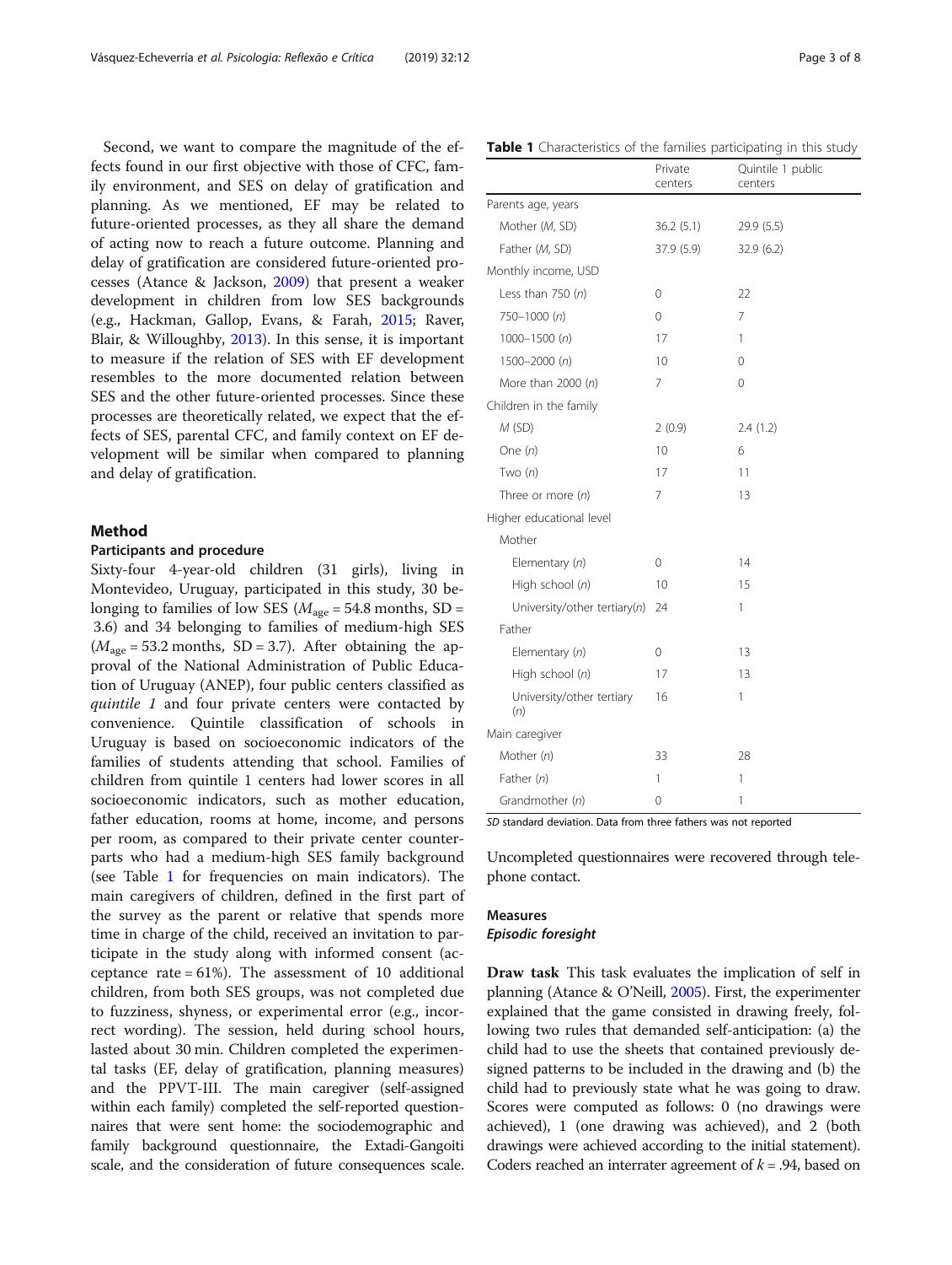Second, we want to compare the magnitude of the effects found in our first objective with those of CFC, family environment, and SES on delay of gratification and planning. As we mentioned, EF may be related to future-oriented processes, as they all share the demand of acting now to reach a future outcome. Planning and delay of gratification are considered future-oriented processes (Atance & Jackson, 2009) that present a weaker development in children from low SES backgrounds (e.g., Hackman, Gallop, Evans, & Farah, 2015; Raver, Blair, & Willoughby, 2013). In this sense, it is important to measure if the relation of SES with EF development resembles to the more documented relation between SES and the other future-oriented processes. Since these processes are theoretically related, we expect that the effects of SES, parental CFC, and family context on EF development will be similar when compared to planning and delay of gratification.

## Method

### Participants and procedure

Sixty-four 4-year-old children (31 girls), living in Montevideo, Uruguay, participated in this study, 30 belonging to families of low SES ($M_{age}$ = 54.8 months, SD = 3.6) and 34 belonging to families of medium-high SES ($M_{age}$ = 53.2 months, SD = 3.7). After obtaining the approval of the National Administration of Public Education of Uruguay (ANEP), four public centers classified as *quintile 1* and four private centers were contacted by convenience. Quintile classification of schools in Uruguay is based on socioeconomic indicators of the families of students attending that school. Families of children from quintile 1 centers had lower scores in all socioeconomic indicators, such as mother education, father education, rooms at home, income, and persons per room, as compared to their private center counterparts who had a medium-high SES family background (see Table 1 for frequencies on main indicators). The main caregivers of children, defined in the first part of the survey as the parent or relative that spends more time in charge of the child, received an invitation to participate in the study along with informed consent (acceptance rate = 61%). The assessment of 10 additional children, from both SES groups, was not completed due to fuzziness, shyness, or experimental error (e.g., incorrect wording). The session, held during school hours, lasted about 30 min. Children completed the experimental tasks (EF, delay of gratification, planning measures) and the PPVT-III. The main caregiver (self-assigned within each family) completed the self-reported questionnaires that were sent home: the sociodemographic and family background questionnaire, the Extadi-Gangoiti scale, and the consideration of future consequences scale. Uncompleted questionnaires were recovered through telephone contact.

**Table 1** Characteristics of the families participating in this study

| | Private centers | Quintile 1 public centers |
|---|---|---|
| Parents age, years | | |
| Mother (*M*, SD) | 36.2 (5.1) | 29.9 (5.5) |
| Father (*M*, SD) | 37.9 (5.9) | 32.9 (6.2) |
| Monthly income, USD | | |
| Less than 750 (*n*) | 0 | 22 |
| 750–1000 (*n*) | 0 | 7 |
| 1000–1500 (*n*) | 17 | 1 |
| 1500–2000 (*n*) | 10 | 0 |
| More than 2000 (*n*) | 7 | 0 |
| Children in the family | | |
| *M* (SD) | 2 (0.9) | 2.4 (1.2) |
| One (*n*) | 10 | 6 |
| Two (*n*) | 17 | 11 |
| Three or more (*n*) | 7 | 13 |
| Higher educational level | | |
| Mother | | |
| Elementary (*n*) | 0 | 14 |
| High school (*n*) | 10 | 15 |
| University/other tertiary(*n*) | 24 | 1 |
| Father | | |
| Elementary (*n*) | 0 | 13 |
| High school (*n*) | 17 | 13 |
| University/other tertiary (*n*) | 16 | 1 |
| Main caregiver | | |
| Mother (*n*) | 33 | 28 |
| Father (*n*) | 1 | 1 |
| Grandmother (*n*) | 0 | 1 |

*SD* standard deviation. Data from three fathers was not reported

### Measures

#### *Episodic foresight*

**Draw task** This task evaluates the implication of self in planning (Atance & O'Neill, 2005). First, the experimenter explained that the game consisted in drawing freely, following two rules that demanded self-anticipation: (a) the child had to use the sheets that contained previously designed patterns to be included in the drawing and (b) the child had to previously state what he was going to draw. Scores were computed as follows: 0 (no drawings were achieved), 1 (one drawing was achieved), and 2 (both drawings were achieved according to the initial statement). Coders reached an interrater agreement of $k = .94$, based on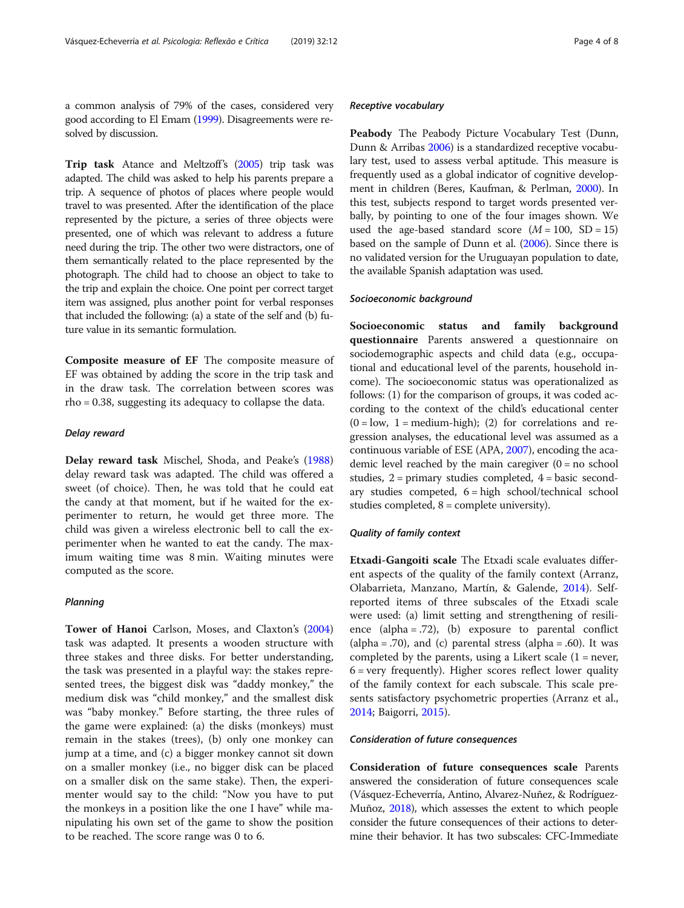a common analysis of 79% of the cases, considered very good according to El Emam (1999). Disagreements were resolved by discussion.

**Trip task** Atance and Meltzoff's (2005) trip task was adapted. The child was asked to help his parents prepare a trip. A sequence of photos of places where people would travel to was presented. After the identification of the place represented by the picture, a series of three objects were presented, one of which was relevant to address a future need during the trip. The other two were distractors, one of them semantically related to the place represented by the photograph. The child had to choose an object to take to the trip and explain the choice. One point per correct target item was assigned, plus another point for verbal responses that included the following: (a) a state of the self and (b) future value in its semantic formulation.

**Composite measure of EF** The composite measure of EF was obtained by adding the score in the trip task and in the draw task. The correlation between scores was rho = 0.38, suggesting its adequacy to collapse the data.

### *Delay reward*

**Delay reward task** Mischel, Shoda, and Peake's (1988) delay reward task was adapted. The child was offered a sweet (of choice). Then, he was told that he could eat the candy at that moment, but if he waited for the experimenter to return, he would get three more. The child was given a wireless electronic bell to call the experimenter when he wanted to eat the candy. The maximum waiting time was 8 min. Waiting minutes were computed as the score.

### *Planning*

**Tower of Hanoi** Carlson, Moses, and Claxton's (2004) task was adapted. It presents a wooden structure with three stakes and three disks. For better understanding, the task was presented in a playful way: the stakes represented trees, the biggest disk was "daddy monkey," the medium disk was "child monkey," and the smallest disk was "baby monkey." Before starting, the three rules of the game were explained: (a) the disks (monkeys) must remain in the stakes (trees), (b) only one monkey can jump at a time, and (c) a bigger monkey cannot sit down on a smaller monkey (i.e., no bigger disk can be placed on a smaller disk on the same stake). Then, the experimenter would say to the child: "Now you have to put the monkeys in a position like the one I have" while manipulating his own set of the game to show the position to be reached. The score range was 0 to 6.

### *Receptive vocabulary*

**Peabody** The Peabody Picture Vocabulary Test (Dunn, Dunn & Arribas 2006) is a standardized receptive vocabulary test, used to assess verbal aptitude. This measure is frequently used as a global indicator of cognitive development in children (Beres, Kaufman, & Perlman, 2000). In this test, subjects respond to target words presented verbally, by pointing to one of the four images shown. We used the age-based standard score ($M = 100$, SD = 15) based on the sample of Dunn et al. (2006). Since there is no validated version for the Uruguayan population to date, the available Spanish adaptation was used.

### *Socioeconomic background*

**Socioeconomic status and family background questionnaire** Parents answered a questionnaire on sociodemographic aspects and child data (e.g., occupational and educational level of the parents, household income). The socioeconomic status was operationalized as follows: (1) for the comparison of groups, it was coded according to the context of the child's educational center (0 = low, 1 = medium-high); (2) for correlations and regression analyses, the educational level was assumed as a continuous variable of ESE (APA, 2007), encoding the academic level reached by the main caregiver (0 = no school studies, 2 = primary studies completed, 4 = basic secondary studies competed, 6 = high school/technical school studies completed, 8 = complete university).

### *Quality of family context*

**Etxadi-Gangoiti scale** The Etxadi scale evaluates different aspects of the quality of the family context (Arranz, Olabarrieta, Manzano, Martín, & Galende, 2014). Self-reported items of three subscales of the Etxadi scale were used: (a) limit setting and strengthening of resilience (alpha = .72), (b) exposure to parental conflict (alpha = .70), and (c) parental stress (alpha = .60). It was completed by the parents, using a Likert scale (1 = never, 6 = very frequently). Higher scores reflect lower quality of the family context for each subscale. This scale presents satisfactory psychometric properties (Arranz et al., 2014; Baigorri, 2015).

### *Consideration of future consequences*

**Consideration of future consequences scale** Parents answered the consideration of future consequences scale (Vásquez-Echeverría, Antino, Alvarez-Nuñez, & Rodríguez-Muñoz, 2018), which assesses the extent to which people consider the future consequences of their actions to determine their behavior. It has two subscales: CFC-Immediate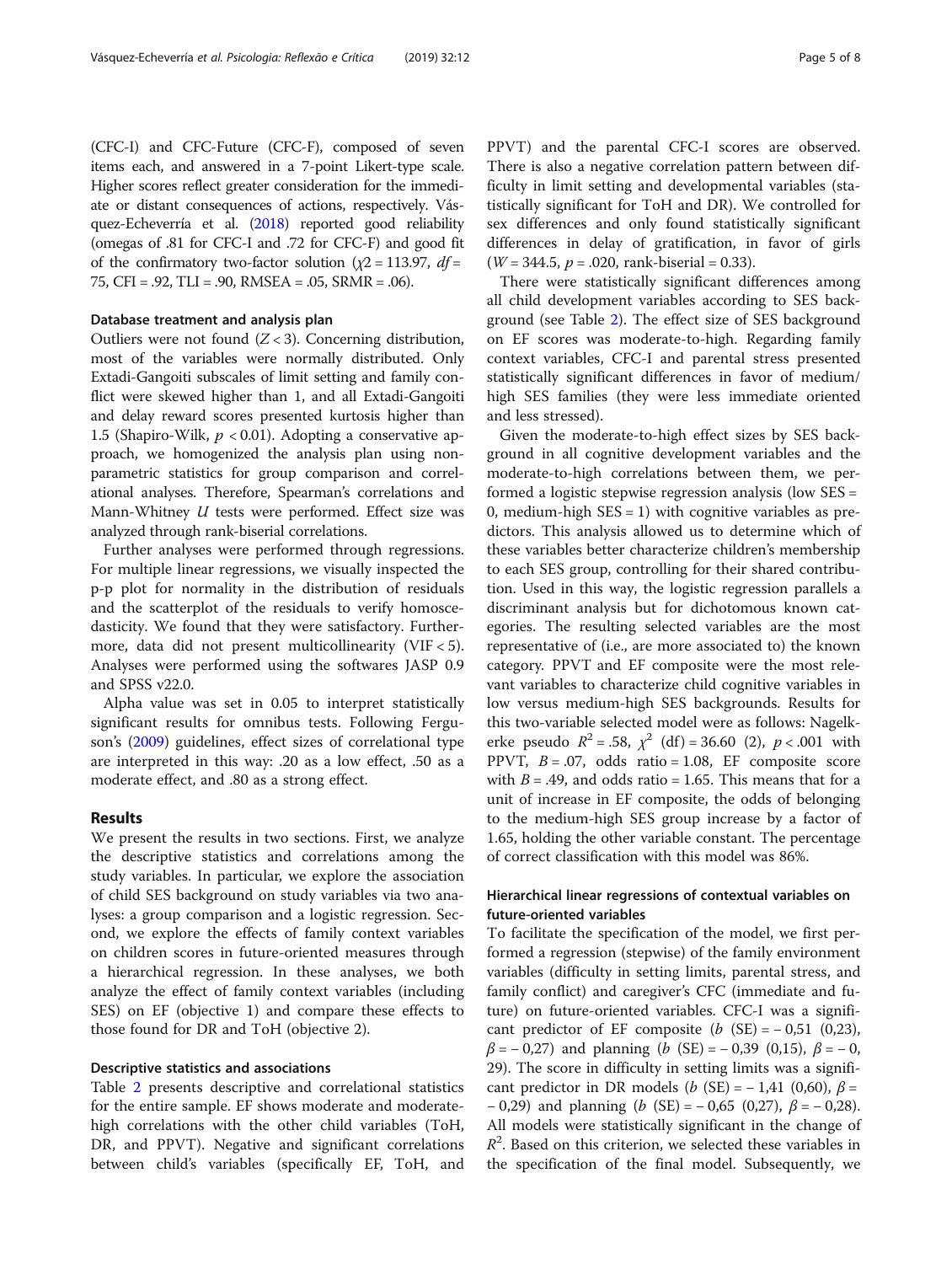(CFC-I) and CFC-Future (CFC-F), composed of seven items each, and answered in a 7-point Likert-type scale. Higher scores reflect greater consideration for the immediate or distant consequences of actions, respectively. Vásquez-Echeverría et al. (2018) reported good reliability (omegas of .81 for CFC-I and .72 for CFC-F) and good fit of the confirmatory two-factor solution ($\chi 2$ = 113.97, $df$ = 75, CFI = .92, TLI = .90, RMSEA = .05, SRMR = .06).

### Database treatment and analysis plan

Outliers were not found ($Z < 3$). Concerning distribution, most of the variables were normally distributed. Only Extadi-Gangoiti subscales of limit setting and family conflict were skewed higher than 1, and all Extadi-Gangoiti and delay reward scores presented kurtosis higher than 1.5 (Shapiro-Wilk, $p < 0.01$). Adopting a conservative approach, we homogenized the analysis plan using non-parametric statistics for group comparison and correlational analyses. Therefore, Spearman's correlations and Mann-Whitney $U$ tests were performed. Effect size was analyzed through rank-biserial correlations.

Further analyses were performed through regressions. For multiple linear regressions, we visually inspected the p-p plot for normality in the distribution of residuals and the scatterplot of the residuals to verify homoscedasticity. We found that they were satisfactory. Furthermore, data did not present multicollinearity (VIF < 5). Analyses were performed using the softwares JASP 0.9 and SPSS v22.0.

Alpha value was set in 0.05 to interpret statistically significant results for omnibus tests. Following Ferguson's (2009) guidelines, effect sizes of correlational type are interpreted in this way: .20 as a low effect, .50 as a moderate effect, and .80 as a strong effect.

## Results

We present the results in two sections. First, we analyze the descriptive statistics and correlations among the study variables. In particular, we explore the association of child SES background on study variables via two analyses: a group comparison and a logistic regression. Second, we explore the effects of family context variables on children scores in future-oriented measures through a hierarchical regression. In these analyses, we both analyze the effect of family context variables (including SES) on EF (objective 1) and compare these effects to those found for DR and ToH (objective 2).

### Descriptive statistics and associations

Table 2 presents descriptive and correlational statistics for the entire sample. EF shows moderate and moderate-high correlations with the other child variables (ToH, DR, and PPVT). Negative and significant correlations between child's variables (specifically EF, ToH, and PPVT) and the parental CFC-I scores are observed. There is also a negative correlation pattern between difficulty in limit setting and developmental variables (statistically significant for ToH and DR). We controlled for sex differences and only found statistically significant differences in delay of gratification, in favor of girls ($W$ = 344.5, $p$ = .020, rank-biserial = 0.33).

There were statistically significant differences among all child development variables according to SES background (see Table 2). The effect size of SES background on EF scores was moderate-to-high. Regarding family context variables, CFC-I and parental stress presented statistically significant differences in favor of medium/high SES families (they were less immediate oriented and less stressed).

Given the moderate-to-high effect sizes by SES background in all cognitive development variables and the moderate-to-high correlations between them, we performed a logistic stepwise regression analysis (low SES = 0, medium-high SES = 1) with cognitive variables as predictors. This analysis allowed us to determine which of these variables better characterize children's membership to each SES group, controlling for their shared contribution. Used in this way, the logistic regression parallels a discriminant analysis but for dichotomous known categories. The resulting selected variables are the most representative of (i.e., are more associated to) the known category. PPVT and EF composite were the most relevant variables to characterize child cognitive variables in low versus medium-high SES backgrounds. Results for this two-variable selected model were as follows: Nagelkerke pseudo $R^2$ = .58, $\chi^2$ (df) = 36.60 (2), $p < .001$ with PPVT, $B$ = .07, odds ratio = 1.08, EF composite score with $B$ = .49, and odds ratio = 1.65. This means that for a unit of increase in EF composite, the odds of belonging to the medium-high SES group increase by a factor of 1.65, holding the other variable constant. The percentage of correct classification with this model was 86%.

### Hierarchical linear regressions of contextual variables on future-oriented variables

To facilitate the specification of the model, we first performed a regression (stepwise) of the family environment variables (difficulty in setting limits, parental stress, and family conflict) and caregiver's CFC (immediate and future) on future-oriented variables. CFC-I was a significant predictor of EF composite ($b$ (SE) = − 0,51 (0,23), $\beta$ = − 0,27) and planning ($b$ (SE) = − 0,39 (0,15), $\beta$ = − 0, 29). The score in difficulty in setting limits was a significant predictor in DR models ($b$ (SE) = − 1,41 (0,60), $\beta$ = − 0,29) and planning ($b$ (SE) = − 0,65 (0,27), $\beta$ = − 0,28). All models were statistically significant in the change of $R^2$. Based on this criterion, we selected these variables in the specification of the final model. Subsequently, we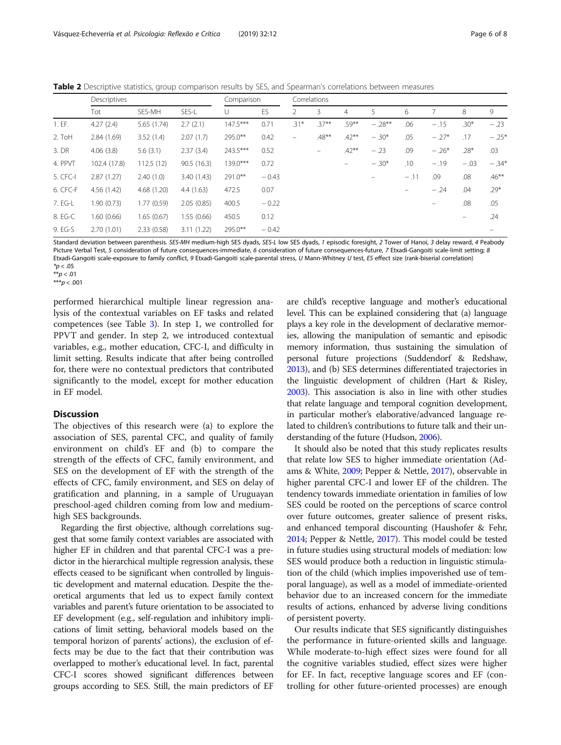**Table 2** Descriptive statistics, group comparison results by SES, and Spearman's correlations between measures

| | Descriptives | | | Comparison | | Correlations | | | | | | | |
|---|---|---|---|---|---|---|---|---|---|---|---|---|---|
| | Tot | SES-MH | SES-L | U | ES | 2 | 3 | 4 | 5 | 6 | 7 | 8 | 9 |
| 1. EF. | 4.27 (2.4) | 5.65 (1.74) | 2.7 (2.1) | 147.5*** | 0.71 | .31* | .37** | .59** | − .28** | .06 | − .15 | .30* | − .23 |
| 2. ToH | 2.84 (1.69) | 3.52 (1.4) | 2.07 (1.7) | 295.0** | 0.42 | – | .48** | .42** | − .30* | .05 | − .27* | .17 | − .25* |
| 3. DR | 4.06 (3.8) | 5.6 (3.1) | 2.37 (3.4) | 243.5*** | 0.52 | | – | .42** | − .23 | .09 | − .26* | .28* | .03 |
| 4. PPVT | 102.4 (17.8) | 112.5 (12) | 90.5 (16.3) | 139.0*** | 0.72 | | | – | − .30* | .10 | − .19 | − .03 | − .34* |
| 5. CFC-I | 2.87 (1.27) | 2.40 (1.0) | 3.40 (1.43) | 291.0** | − 0.43 | | | | – | − .11 | .09 | .08 | .46** |
| 6. CFC-F | 4.56 (1.42) | 4.68 (1.20) | 4.4 (1.63) | 472.5 | 0.07 | | | | | – | − .24 | .04 | .29* |
| 7. EG-L | 1.90 (0.73) | 1.77 (0.59) | 2.05 (0.85) | 400.5 | − 0.22 | | | | | | – | .08 | .05 |
| 8. EG-C | 1.60 (0.66) | 1.65 (0.67) | 1.55 (0.66) | 450.5 | 0.12 | | | | | | | – | .24 |
| 9. EG-S | 2.70 (1.01) | 2.33 (0.58) | 3.11 (1.22) | 295.0** | − 0.42 | | | | | | | | – |

Standard deviation between parenthesis. *SES-MH* medium-high SES dyads, *SES-L* low SES dyads, *1* episodic foresight, *2* Tower of Hanoi, *3* delay reward, *4* Peabody Picture Verbal Test, *5* consideration of future consequences-immediate, *6* consideration of future consequences-future, *7* Etxadi-Gangoiti scale-limit setting; *8* Etxadi-Gangoiti scale-exposure to family conflict, *9* Etxadi-Gangoiti scale-parental stress, *U* Mann-Whitney *U* test, *ES* effect size (rank-biserial correlation)
*$p < .05$
**$p < .01$
***$p < .001$

performed hierarchical multiple linear regression analysis of the contextual variables on EF tasks and related competences (see Table 3). In step 1, we controlled for PPVT and gender. In step 2, we introduced contextual variables, e.g., mother education, CFC-I, and difficulty in limit setting. Results indicate that after being controlled for, there were no contextual predictors that contributed significantly to the model, except for mother education in EF model.

## Discussion

The objectives of this research were (a) to explore the association of SES, parental CFC, and quality of family environment on child's EF and (b) to compare the strength of the effects of CFC, family environment, and SES on the development of EF with the strength of the effects of CFC, family environment, and SES on delay of gratification and planning, in a sample of Uruguayan preschool-aged children coming from low and medium-high SES backgrounds.

Regarding the first objective, although correlations suggest that some family context variables are associated with higher EF in children and that parental CFC-I was a predictor in the hierarchical multiple regression analysis, these effects ceased to be significant when controlled by linguistic development and maternal education. Despite the theoretical arguments that led us to expect family context variables and parent's future orientation to be associated to EF development (e.g., self-regulation and inhibitory implications of limit setting, behavioral models based on the temporal horizon of parents' actions), the exclusion of effects may be due to the fact that their contribution was overlapped to mother's educational level. In fact, parental CFC-I scores showed significant differences between groups according to SES. Still, the main predictors of EF are child's receptive language and mother's educational level. This can be explained considering that (a) language plays a key role in the development of declarative memories, allowing the manipulation of semantic and episodic memory information, thus sustaining the simulation of personal future projections (Suddendorf & Redshaw, 2013), and (b) SES determines differentiated trajectories in the linguistic development of children (Hart & Risley, 2003). This association is also in line with other studies that relate language and temporal cognition development, in particular mother's elaborative/advanced language related to children's contributions to future talk and their understanding of the future (Hudson, 2006).

It should also be noted that this study replicates results that relate low SES to higher immediate orientation (Adams & White, 2009; Pepper & Nettle, 2017), observable in higher parental CFC-I and lower EF of the children. The tendency towards immediate orientation in families of low SES could be rooted on the perceptions of scarce control over future outcomes, greater salience of present risks, and enhanced temporal discounting (Haushofer & Fehr, 2014; Pepper & Nettle, 2017). This model could be tested in future studies using structural models of mediation: low SES would produce both a reduction in linguistic stimulation of the child (which implies impoverished use of temporal language), as well as a model of immediate-oriented behavior due to an increased concern for the immediate results of actions, enhanced by adverse living conditions of persistent poverty.

Our results indicate that SES significantly distinguishes the performance in future-oriented skills and language. While moderate-to-high effect sizes were found for all the cognitive variables studied, effect sizes were higher for EF. In fact, receptive language scores and EF (controlling for other future-oriented processes) are enough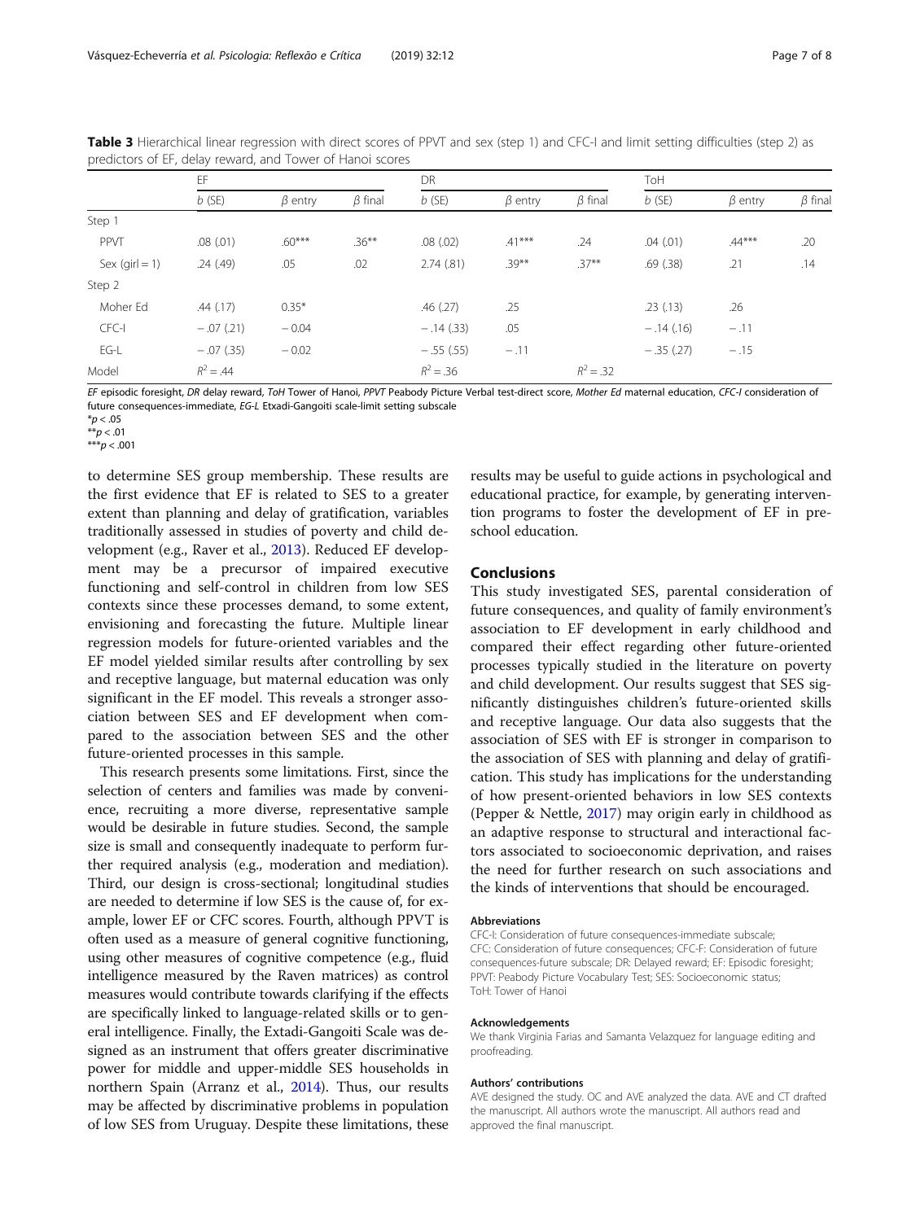**Table 3** Hierarchical linear regression with direct scores of PPVT and sex (step 1) and CFC-I and limit setting difficulties (step 2) as predictors of EF, delay reward, and Tower of Hanoi scores

| | EF | | | DR | | | ToH | | |
|---|---|---|---|---|---|---|---|---|---|
| | *b* (SE) | *β* entry | *β* final | *b* (SE) | *β* entry | *β* final | *b* (SE) | *β* entry | *β* final |
| Step 1 | | | | | | | | | |
| PPVT | .08 (.01) | .60*** | .36** | .08 (.02) | .41*** | .24 | .04 (.01) | .44*** | .20 |
| Sex (girl = 1) | .24 (.49) | .05 | .02 | 2.74 (.81) | .39** | .37** | .69 (.38) | .21 | .14 |
| Step 2 | | | | | | | | | |
| Moher Ed | .44 (.17) | 0.35* | | .46 (.27) | .25 | | .23 (.13) | .26 | |
| CFC-I | − .07 (.21) | − 0.04 | | − .14 (.33) | .05 | | − .14 (.16) | − .11 | |
| EG-L | − .07 (.35) | − 0.02 | | − .55 (.55) | − .11 | | − .35 (.27) | − .15 | |
| Model | $R^2 = .44$ | | | $R^2 = .36$ | | | $R^2 = .32$ | | |

*EF* episodic foresight, *DR* delay reward, *ToH* Tower of Hanoi, *PPVT* Peabody Picture Verbal test-direct score, *Mother Ed* maternal education, *CFC-I* consideration of future consequences-immediate, *EG-L* Etxadi-Gangoiti scale-limit setting subscale

*$p < .05$

**$p < .01$

***$p < .001$

to determine SES group membership. These results are the first evidence that EF is related to SES to a greater extent than planning and delay of gratification, variables traditionally assessed in studies of poverty and child development (e.g., Raver et al., 2013). Reduced EF development may be a precursor of impaired executive functioning and self-control in children from low SES contexts since these processes demand, to some extent, envisioning and forecasting the future. Multiple linear regression models for future-oriented variables and the EF model yielded similar results after controlling by sex and receptive language, but maternal education was only significant in the EF model. This reveals a stronger association between SES and EF development when compared to the association between SES and the other future-oriented processes in this sample.

This research presents some limitations. First, since the selection of centers and families was made by convenience, recruiting a more diverse, representative sample would be desirable in future studies. Second, the sample size is small and consequently inadequate to perform further required analysis (e.g., moderation and mediation). Third, our design is cross-sectional; longitudinal studies are needed to determine if low SES is the cause of, for example, lower EF or CFC scores. Fourth, although PPVT is often used as a measure of general cognitive functioning, using other measures of cognitive competence (e.g., fluid intelligence measured by the Raven matrices) as control measures would contribute towards clarifying if the effects are specifically linked to language-related skills or to general intelligence. Finally, the Extadi-Gangoiti Scale was designed as an instrument that offers greater discriminative power for middle and upper-middle SES households in northern Spain (Arranz et al., 2014). Thus, our results may be affected by discriminative problems in population of low SES from Uruguay. Despite these limitations, these results may be useful to guide actions in psychological and educational practice, for example, by generating intervention programs to foster the development of EF in preschool education.

## Conclusions

This study investigated SES, parental consideration of future consequences, and quality of family environment's association to EF development in early childhood and compared their effect regarding other future-oriented processes typically studied in the literature on poverty and child development. Our results suggest that SES significantly distinguishes children's future-oriented skills and receptive language. Our data also suggests that the association of SES with EF is stronger in comparison to the association of SES with planning and delay of gratification. This study has implications for the understanding of how present-oriented behaviors in low SES contexts (Pepper & Nettle, 2017) may origin early in childhood as an adaptive response to structural and interactional factors associated to socioeconomic deprivation, and raises the need for further research on such associations and the kinds of interventions that should be encouraged.

### Abbreviations

CFC-I: Consideration of future consequences-immediate subscale; CFC: Consideration of future consequences; CFC-F: Consideration of future consequences-future subscale; DR: Delayed reward; EF: Episodic foresight; PPVT: Peabody Picture Vocabulary Test; SES: Socioeconomic status; ToH: Tower of Hanoi

### Acknowledgements

We thank Virginia Farias and Samanta Velazquez for language editing and proofreading.

### Authors' contributions

AVE designed the study. OC and AVE analyzed the data. AVE and CT drafted the manuscript. All authors wrote the manuscript. All authors read and approved the final manuscript.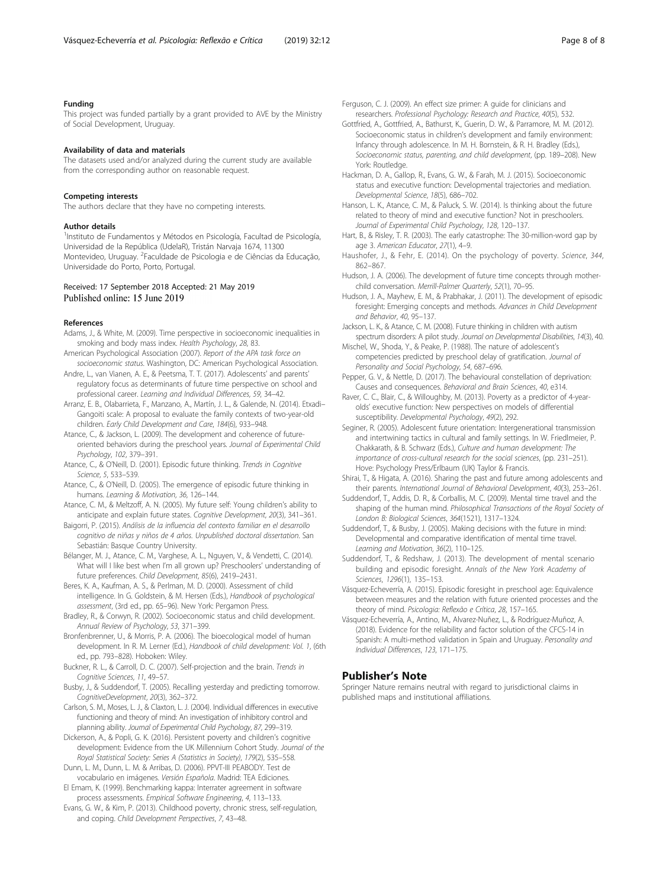#### Funding

This project was funded partially by a grant provided to AVE by the Ministry of Social Development, Uruguay.

#### Availability of data and materials

The datasets used and/or analyzed during the current study are available from the corresponding author on reasonable request.

#### Competing interests

The authors declare that they have no competing interests.

#### Author details

[1]Instituto de Fundamentos y Métodos en Psicología, Facultad de Psicología, Universidad de la República (UdelaR), Tristán Narvaja 1674, 11300 Montevideo, Uruguay. [2]Faculdade de Psicologia e de Ciências da Educação, Universidade do Porto, Porto, Portugal.

Received: 17 September 2018 Accepted: 21 May 2019
Published online: 15 June 2019

#### References

Adams, J., & White, M. (2009). Time perspective in socioeconomic inequalities in smoking and body mass index. *Health Psychology*, *28*, 83.

American Psychological Association (2007). *Report of the APA task force on socioeconomic status*. Washington, DC: American Psychological Association.

Andre, L., van Vianen, A. E., & Peetsma, T. T. (2017). Adolescents' and parents' regulatory focus as determinants of future time perspective on school and professional career. *Learning and Individual Differences*, *59*, 34–42.

Arranz, E. B., Olabarrieta, F., Manzano, A., Martín, J. L., & Galende, N. (2014). Etxadi–Gangoiti scale: A proposal to evaluate the family contexts of two-year-old children. *Early Child Development and Care*, *184*(6), 933–948.

Atance, C., & Jackson, L. (2009). The development and coherence of future-oriented behaviors during the preschool years. *Journal of Experimental Child Psychology*, *102*, 379–391.

Atance, C., & O'Neill, D. (2001). Episodic future thinking. *Trends in Cognitive Science*, *5*, 533–539.

Atance, C., & O'Neill, D. (2005). The emergence of episodic future thinking in humans. *Learning & Motivation*, *36*, 126–144.

Atance, C. M., & Meltzoff, A. N. (2005). My future self: Young children's ability to anticipate and explain future states. *Cognitive Development*, *20*(3), 341–361.

Baigorri, P. (2015). *Análisis de la influencia del contexto familiar en el desarrollo cognitivo de niñas y niños de 4 años. Unpublished doctoral dissertation*. San Sebastián: Basque Country University.

Bélanger, M. J., Atance, C. M., Varghese, A. L., Nguyen, V., & Vendetti, C. (2014). What will I like best when I'm all grown up? Preschoolers' understanding of future preferences. *Child Development*, *85*(6), 2419–2431.

Beres, K. A., Kaufman, A. S., & Perlman, M. D. (2000). Assessment of child intelligence. In G. Goldstein, & M. Hersen (Eds.), *Handbook of psychological assessment*, (3rd ed., pp. 65–96). New York: Pergamon Press.

Bradley, R., & Corwyn, R. (2002). Socioeconomic status and child development. *Annual Review of Psychology*, *53*, 371–399.

Bronfenbrenner, U., & Morris, P. A. (2006). The bioecological model of human development. In R. M. Lerner (Ed.), *Handbook of child development: Vol. 1*, (6th ed., pp. 793–828). Hoboken: Wiley.

Buckner, R. L., & Carroll, D. C. (2007). Self-projection and the brain. *Trends in Cognitive Sciences*, *11*, 49–57.

Busby, J., & Suddendorf, T. (2005). Recalling yesterday and predicting tomorrow. *CognitiveDevelopment*, *20*(3), 362–372.

Carlson, S. M., Moses, L. J., & Claxton, L. J. (2004). Individual differences in executive functioning and theory of mind: An investigation of inhibitory control and planning ability. *Journal of Experimental Child Psychology*, *87*, 299–319.

Dickerson, A., & Popli, G. K. (2016). Persistent poverty and children's cognitive development: Evidence from the UK Millennium Cohort Study. *Journal of the Royal Statistical Society: Series A (Statistics in Society)*, *179*(2), 535–558.

Dunn, L. M., Dunn, L. M. & Arribas, D. (2006). PPVT-III PEABODY. Test de vocabulario en imágenes. *Versión Española*. Madrid: TEA Ediciones.

El Emam, K. (1999). Benchmarking kappa: Interrater agreement in software process assessments. *Empirical Software Engineering*, *4*, 113–133.

Evans, G. W., & Kim, P. (2013). Childhood poverty, chronic stress, self-regulation, and coping. *Child Development Perspectives*, *7*, 43–48.

Ferguson, C. J. (2009). An effect size primer: A guide for clinicians and researchers. *Professional Psychology: Research and Practice*, *40*(5), 532.

Gottfried, A., Gottfried, A., Bathurst, K., Guerin, D. W., & Parramore, M. M. (2012). Socioeconomic status in children's development and family environment: Infancy through adolescence. In M. H. Bornstein, & R. H. Bradley (Eds.), *Socioeconomic status, parenting, and child development*, (pp. 189–208). New York: Routledge.

Hackman, D. A., Gallop, R., Evans, G. W., & Farah, M. J. (2015). Socioeconomic status and executive function: Developmental trajectories and mediation. *Developmental Science*, *18*(5), 686–702.

Hanson, L. K., Atance, C. M., & Paluck, S. W. (2014). Is thinking about the future related to theory of mind and executive function? Not in preschoolers. *Journal of Experimental Child Psychology*, *128*, 120–137.

Hart, B., & Risley, T. R. (2003). The early catastrophe: The 30-million-word gap by age 3. *American Educator*, *27*(1), 4–9.

Haushofer, J., & Fehr, E. (2014). On the psychology of poverty. *Science*, *344*, 862–867.

Hudson, J. A. (2006). The development of future time concepts through mother-child conversation. *Merrill-Palmer Quarterly*, *52*(1), 70–95.

Hudson, J. A., Mayhew, E. M., & Prabhakar, J. (2011). The development of episodic foresight: Emerging concepts and methods. *Advances in Child Development and Behavior*, *40*, 95–137.

Jackson, L. K., & Atance, C. M. (2008). Future thinking in children with autism spectrum disorders: A pilot study. *Journal on Developmental Disabilities*, *14*(3), 40.

Mischel, W., Shoda, Y., & Peake, P. (1988). The nature of adolescent's competencies predicted by preschool delay of gratification. *Journal of Personality and Social Psychology*, *54*, 687–696.

Pepper, G. V., & Nettle, D. (2017). The behavioural constellation of deprivation: Causes and consequences. *Behavioral and Brain Sciences*, *40*, e314.

Raver, C. C., Blair, C., & Willoughby, M. (2013). Poverty as a predictor of 4-year-olds' executive function: New perspectives on models of differential susceptibility. *Developmental Psychology*, *49*(2), 292.

Seginer, R. (2005). Adolescent future orientation: Intergenerational transmission and intertwining tactics in cultural and family settings. In W. Friedlmeier, P. Chakkarath, & B. Schwarz (Eds.), *Culture and human development: The importance of cross-cultural research for the social sciences*, (pp. 231–251). Hove: Psychology Press/Erlbaum (UK) Taylor & Francis.

Shirai, T., & Higata, A. (2016). Sharing the past and future among adolescents and their parents. *International Journal of Behavioral Development*, *40*(3), 253–261.

Suddendorf, T., Addis, D. R., & Corballis, M. C. (2009). Mental time travel and the shaping of the human mind. *Philosophical Transactions of the Royal Society of London B: Biological Sciences*, *364*(1521), 1317–1324.

Suddendorf, T., & Busby, J. (2005). Making decisions with the future in mind: Developmental and comparative identification of mental time travel. *Learning and Motivation*, *36*(2), 110–125.

Suddendorf, T., & Redshaw, J. (2013). The development of mental scenario building and episodic foresight. *Annals of the New York Academy of Sciences*, *1296*(1), 135–153.

Vásquez-Echeverría, A. (2015). Episodic foresight in preschool age: Equivalence between measures and the relation with future oriented processes and the theory of mind. *Psicologia: Reflexão e Crítica*, *28*, 157–165.

Vásquez-Echeverría, A., Antino, M., Alvarez-Nuñez, L., & Rodríguez-Muñoz, A. (2018). Evidence for the reliability and factor solution of the CFCS-14 in Spanish: A multi-method validation in Spain and Uruguay. *Personality and Individual Differences*, *123*, 171–175.

## Publisher's Note

Springer Nature remains neutral with regard to jurisdictional claims in published maps and institutional affiliations.